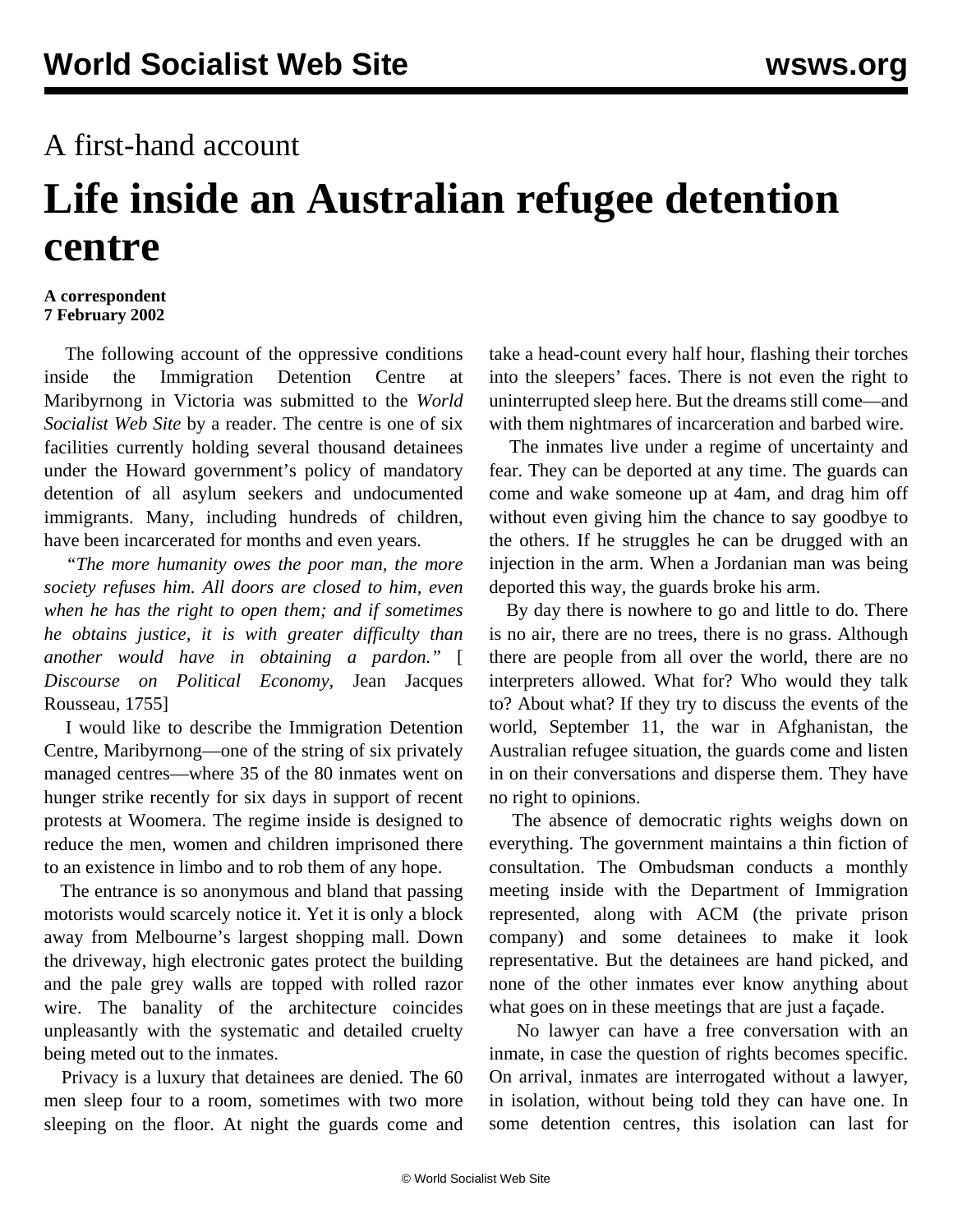A first-hand account

# Life inside an Australian refugee detention centre

**A correspondent**
**7 February 2002**

The following account of the oppressive conditions inside the Immigration Detention Centre at Maribyrnong in Victoria was submitted to the *World Socialist Web Site* by a reader. The centre is one of six facilities currently holding several thousand detainees under the Howard government's policy of mandatory detention of all asylum seekers and undocumented immigrants. Many, including hundreds of children, have been incarcerated for months and even years.

*"The more humanity owes the poor man, the more society refuses him. All doors are closed to him, even when he has the right to open them; and if sometimes he obtains justice, it is with greater difficulty than another would have in obtaining a pardon."* [*Discourse on Political Economy,* Jean Jacques Rousseau, 1755]

I would like to describe the Immigration Detention Centre, Maribyrnong—one of the string of six privately managed centres—where 35 of the 80 inmates went on hunger strike recently for six days in support of recent protests at Woomera. The regime inside is designed to reduce the men, women and children imprisoned there to an existence in limbo and to rob them of any hope.

The entrance is so anonymous and bland that passing motorists would scarcely notice it. Yet it is only a block away from Melbourne's largest shopping mall. Down the driveway, high electronic gates protect the building and the pale grey walls are topped with rolled razor wire. The banality of the architecture coincides unpleasantly with the systematic and detailed cruelty being meted out to the inmates.

Privacy is a luxury that detainees are denied. The 60 men sleep four to a room, sometimes with two more sleeping on the floor. At night the guards come and take a head-count every half hour, flashing their torches into the sleepers' faces. There is not even the right to uninterrupted sleep here. But the dreams still come—and with them nightmares of incarceration and barbed wire.

The inmates live under a regime of uncertainty and fear. They can be deported at any time. The guards can come and wake someone up at 4am, and drag him off without even giving him the chance to say goodbye to the others. If he struggles he can be drugged with an injection in the arm. When a Jordanian man was being deported this way, the guards broke his arm.

By day there is nowhere to go and little to do. There is no air, there are no trees, there is no grass. Although there are people from all over the world, there are no interpreters allowed. What for? Who would they talk to? About what? If they try to discuss the events of the world, September 11, the war in Afghanistan, the Australian refugee situation, the guards come and listen in on their conversations and disperse them. They have no right to opinions.

The absence of democratic rights weighs down on everything. The government maintains a thin fiction of consultation. The Ombudsman conducts a monthly meeting inside with the Department of Immigration represented, along with ACM (the private prison company) and some detainees to make it look representative. But the detainees are hand picked, and none of the other inmates ever know anything about what goes on in these meetings that are just a façade.

No lawyer can have a free conversation with an inmate, in case the question of rights becomes specific. On arrival, inmates are interrogated without a lawyer, in isolation, without being told they can have one. In some detention centres, this isolation can last for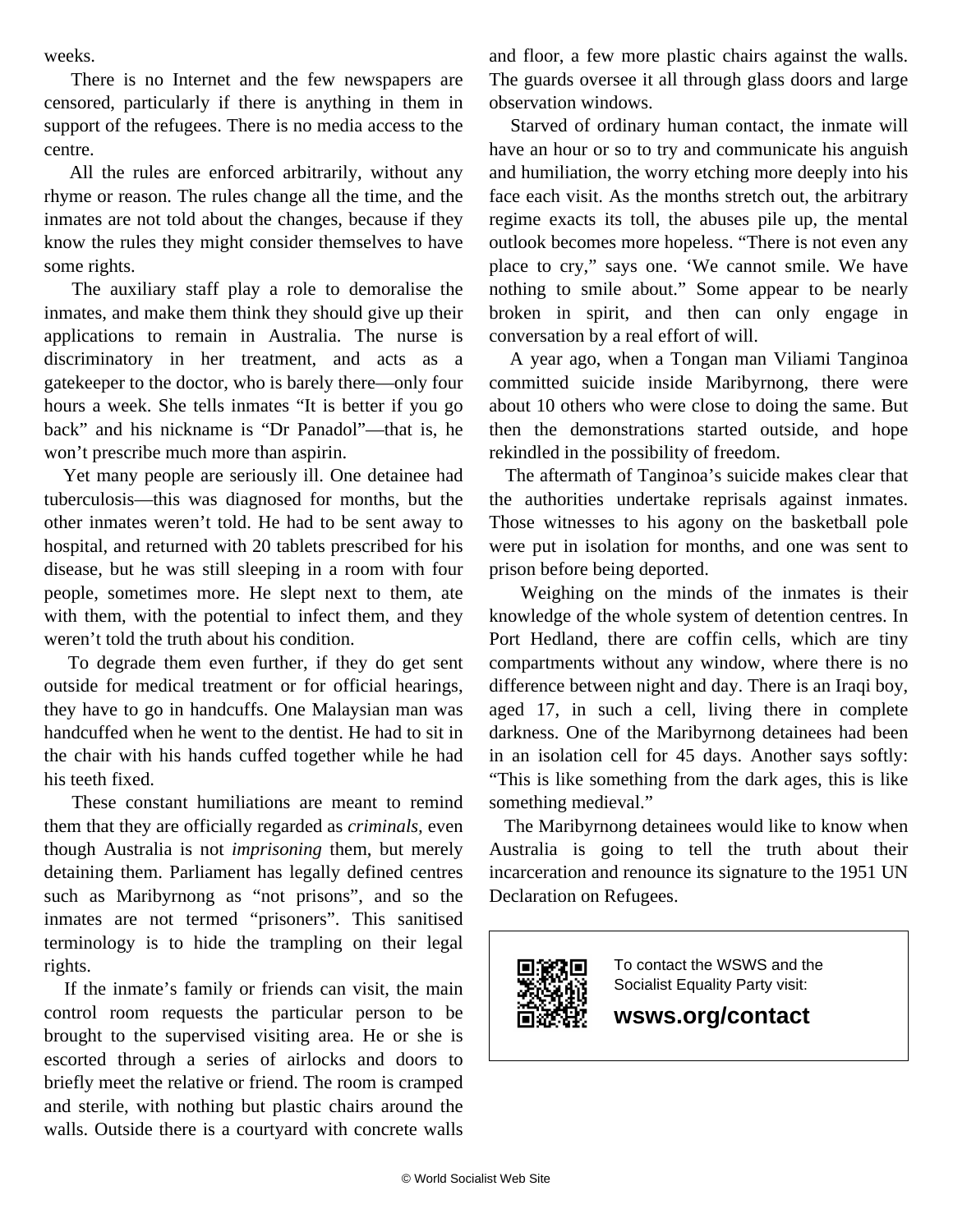weeks.

There is no Internet and the few newspapers are censored, particularly if there is anything in them in support of the refugees. There is no media access to the centre.

All the rules are enforced arbitrarily, without any rhyme or reason. The rules change all the time, and the inmates are not told about the changes, because if they know the rules they might consider themselves to have some rights.

The auxiliary staff play a role to demoralise the inmates, and make them think they should give up their applications to remain in Australia. The nurse is discriminatory in her treatment, and acts as a gatekeeper to the doctor, who is barely there—only four hours a week. She tells inmates "It is better if you go back" and his nickname is "Dr Panadol"—that is, he won't prescribe much more than aspirin.

Yet many people are seriously ill. One detainee had tuberculosis—this was diagnosed for months, but the other inmates weren't told. He had to be sent away to hospital, and returned with 20 tablets prescribed for his disease, but he was still sleeping in a room with four people, sometimes more. He slept next to them, ate with them, with the potential to infect them, and they weren't told the truth about his condition.

To degrade them even further, if they do get sent outside for medical treatment or for official hearings, they have to go in handcuffs. One Malaysian man was handcuffed when he went to the dentist. He had to sit in the chair with his hands cuffed together while he had his teeth fixed.

These constant humiliations are meant to remind them that they are officially regarded as *criminals,* even though Australia is not *imprisoning* them, but merely detaining them. Parliament has legally defined centres such as Maribyrnong as "not prisons", and so the inmates are not termed "prisoners". This sanitised terminology is to hide the trampling on their legal rights.

If the inmate's family or friends can visit, the main control room requests the particular person to be brought to the supervised visiting area. He or she is escorted through a series of airlocks and doors to briefly meet the relative or friend. The room is cramped and sterile, with nothing but plastic chairs around the walls. Outside there is a courtyard with concrete walls and floor, a few more plastic chairs against the walls. The guards oversee it all through glass doors and large observation windows.

Starved of ordinary human contact, the inmate will have an hour or so to try and communicate his anguish and humiliation, the worry etching more deeply into his face each visit. As the months stretch out, the arbitrary regime exacts its toll, the abuses pile up, the mental outlook becomes more hopeless. "There is not even any place to cry," says one. 'We cannot smile. We have nothing to smile about." Some appear to be nearly broken in spirit, and then can only engage in conversation by a real effort of will.

A year ago, when a Tongan man Viliami Tanginoa committed suicide inside Maribyrnong, there were about 10 others who were close to doing the same. But then the demonstrations started outside, and hope rekindled in the possibility of freedom.

The aftermath of Tanginoa's suicide makes clear that the authorities undertake reprisals against inmates. Those witnesses to his agony on the basketball pole were put in isolation for months, and one was sent to prison before being deported.

Weighing on the minds of the inmates is their knowledge of the whole system of detention centres. In Port Hedland, there are coffin cells, which are tiny compartments without any window, where there is no difference between night and day. There is an Iraqi boy, aged 17, in such a cell, living there in complete darkness. One of the Maribyrnong detainees had been in an isolation cell for 45 days. Another says softly: "This is like something from the dark ages, this is like something medieval."

The Maribyrnong detainees would like to know when Australia is going to tell the truth about their incarceration and renounce its signature to the 1951 UN Declaration on Refugees.

To contact the WSWS and the Socialist Equality Party visit:

**wsws.org/contact**